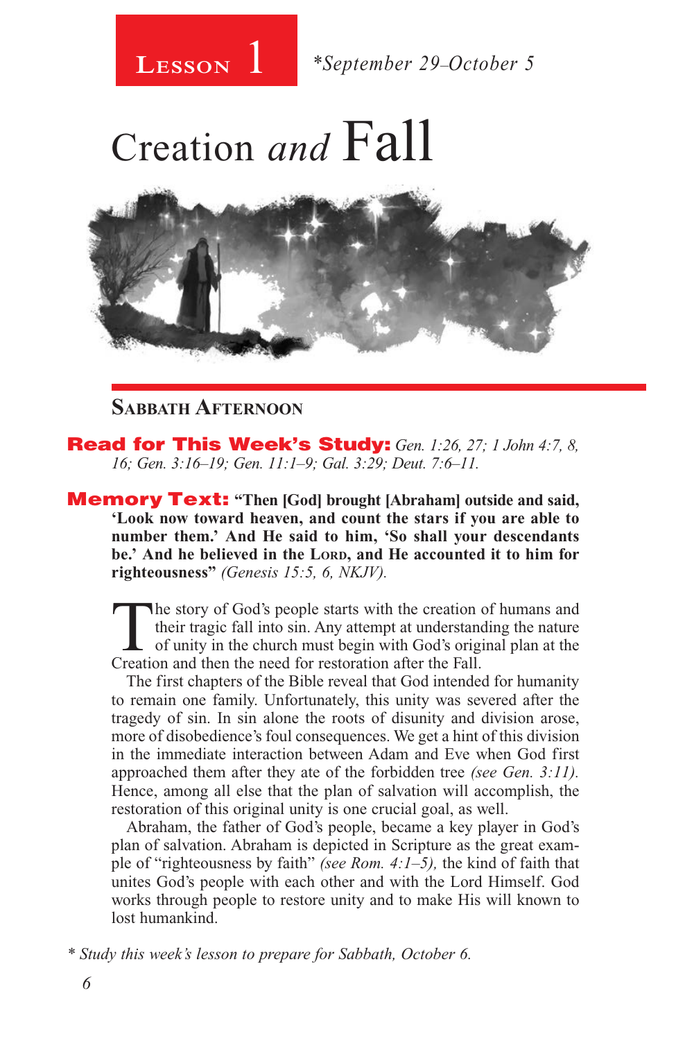**Lesson 1** *September 29–October 5

# Creation *and* Fall

## Sabbath Afternoon

**Read for This Week's Study:** *Gen. 1:26, 27; 1 John 4:7, 8, 16; Gen. 3:16–19; Gen. 11:1–9; Gal. 3:29; Deut. 7:6–11.*

**Memory Text:** **"Then [God] brought [Abraham] outside and said, 'Look now toward heaven, and count the stars if you are able to number them.' And He said to him, 'So shall your descendants be.' And he believed in the LORD, and He accounted it to him for righteousness"** *(Genesis 15:5, 6, NKJV).*

The story of God's people starts with the creation of humans and their tragic fall into sin. Any attempt at understanding the nature of unity in the church must begin with God's original plan at the Creation and then the need for restoration after the Fall.

The first chapters of the Bible reveal that God intended for humanity to remain one family. Unfortunately, this unity was severed after the tragedy of sin. In sin alone the roots of disunity and division arose, more of disobedience's foul consequences. We get a hint of this division in the immediate interaction between Adam and Eve when God first approached them after they ate of the forbidden tree *(see Gen. 3:11).* Hence, among all else that the plan of salvation will accomplish, the restoration of this original unity is one crucial goal, as well.

Abraham, the father of God's people, became a key player in God's plan of salvation. Abraham is depicted in Scripture as the great example of "righteousness by faith" *(see Rom. 4:1–5),* the kind of faith that unites God's people with each other and with the Lord Himself. God works through people to restore unity and to make His will known to lost humankind.

*\* Study this week's lesson to prepare for Sabbath, October 6.*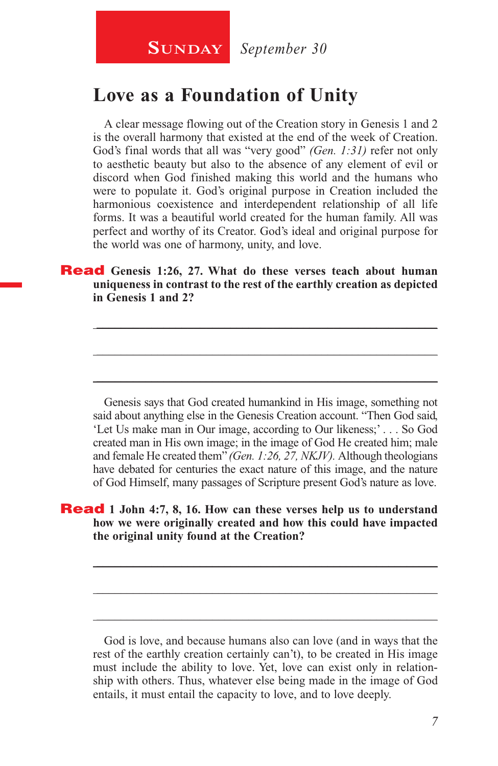**SUNDAY** *September 30*

## Love as a Foundation of Unity

A clear message flowing out of the Creation story in Genesis 1 and 2 is the overall harmony that existed at the end of the week of Creation. God's final words that all was "very good" *(Gen. 1:31)* refer not only to aesthetic beauty but also to the absence of any element of evil or discord when God finished making this world and the humans who were to populate it. God's original purpose in Creation included the harmonious coexistence and interdependent relationship of all life forms. It was a beautiful world created for the human family. All was perfect and worthy of its Creator. God's ideal and original purpose for the world was one of harmony, unity, and love.

**Read Genesis 1:26, 27. What do these verses teach about human uniqueness in contrast to the rest of the earthly creation as depicted in Genesis 1 and 2?**

_______________________________________________

_______________________________________________

_______________________________________________

Genesis says that God created humankind in His image, something not said about anything else in the Genesis Creation account. "Then God said, 'Let Us make man in Our image, according to Our likeness;' . . . So God created man in His own image; in the image of God He created him; male and female He created them" *(Gen. 1:26, 27, NKJV).* Although theologians have debated for centuries the exact nature of this image, and the nature of God Himself, many passages of Scripture present God's nature as love.

**Read 1 John 4:7, 8, 16. How can these verses help us to understand how we were originally created and how this could have impacted the original unity found at the Creation?**

_______________________________________________

_______________________________________________

_______________________________________________

God is love, and because humans also can love (and in ways that the rest of the earthly creation certainly can't), to be created in His image must include the ability to love. Yet, love can exist only in relationship with others. Thus, whatever else being made in the image of God entails, it must entail the capacity to love, and to love deeply.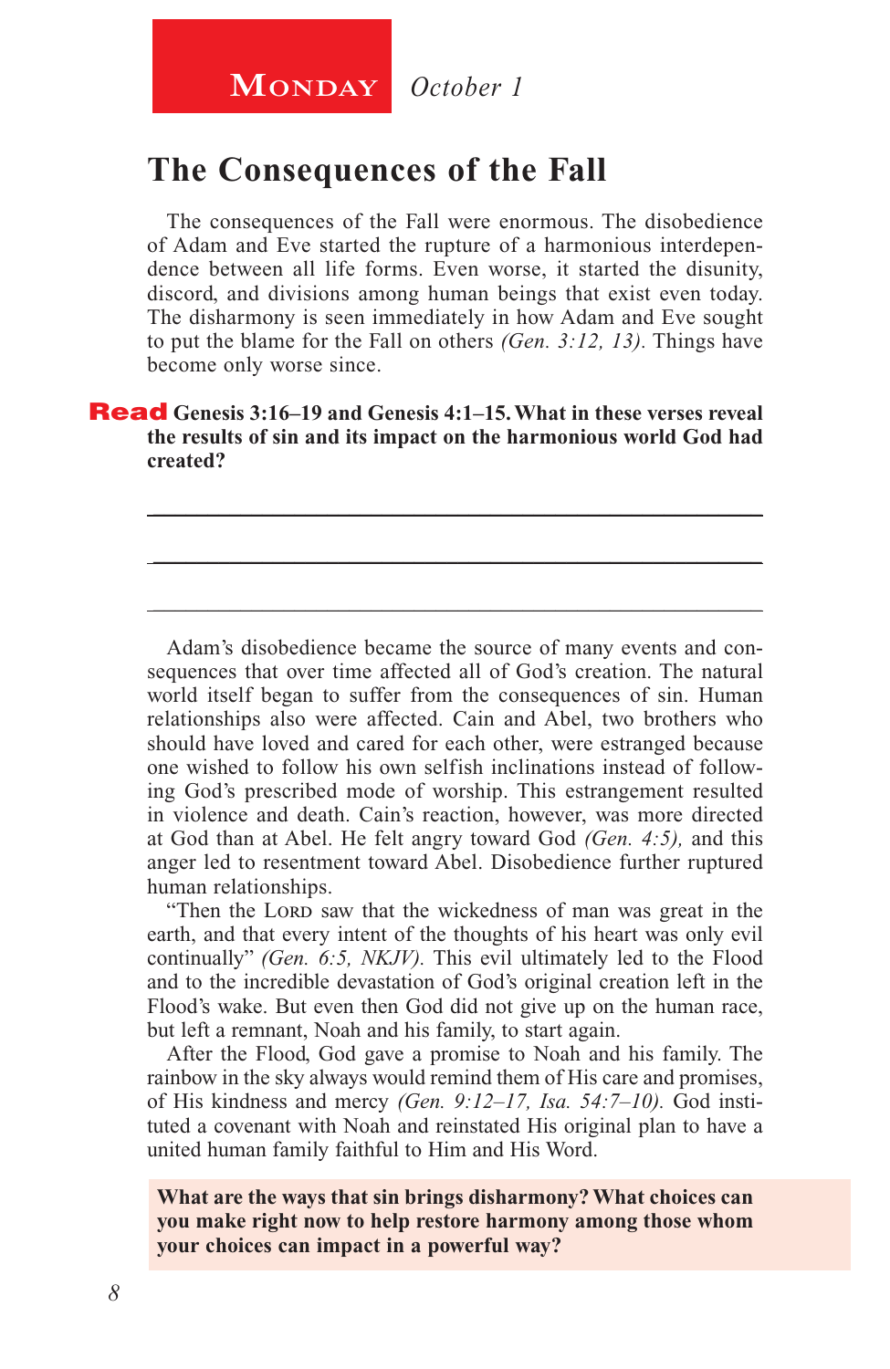**Monday** *October 1*

# The Consequences of the Fall

The consequences of the Fall were enormous. The disobedience of Adam and Eve started the rupture of a harmonious interdependence between all life forms. Even worse, it started the disunity, discord, and divisions among human beings that exist even today. The disharmony is seen immediately in how Adam and Eve sought to put the blame for the Fall on others *(Gen. 3:12, 13)*. Things have become only worse since.

**Read Genesis 3:16–19 and Genesis 4:1–15. What in these verses reveal the results of sin and its impact on the harmonious world God had created?**

\_\_\_\_\_\_\_\_\_\_\_\_\_\_\_\_\_\_\_\_\_\_\_\_\_\_\_\_\_\_\_\_\_\_\_\_\_\_\_\_\_\_\_\_\_\_\_\_\_\_\_\_\_\_\_\_

\_\_\_\_\_\_\_\_\_\_\_\_\_\_\_\_\_\_\_\_\_\_\_\_\_\_\_\_\_\_\_\_\_\_\_\_\_\_\_\_\_\_\_\_\_\_\_\_\_\_\_\_\_\_\_\_

\_\_\_\_\_\_\_\_\_\_\_\_\_\_\_\_\_\_\_\_\_\_\_\_\_\_\_\_\_\_\_\_\_\_\_\_\_\_\_\_\_\_\_\_\_\_\_\_\_\_\_\_\_\_\_\_

Adam's disobedience became the source of many events and consequences that over time affected all of God's creation. The natural world itself began to suffer from the consequences of sin. Human relationships also were affected. Cain and Abel, two brothers who should have loved and cared for each other, were estranged because one wished to follow his own selfish inclinations instead of following God's prescribed mode of worship. This estrangement resulted in violence and death. Cain's reaction, however, was more directed at God than at Abel. He felt angry toward God *(Gen. 4:5),* and this anger led to resentment toward Abel. Disobedience further ruptured human relationships.

"Then the Lord saw that the wickedness of man was great in the earth, and that every intent of the thoughts of his heart was only evil continually" *(Gen. 6:5, NKJV)*. This evil ultimately led to the Flood and to the incredible devastation of God's original creation left in the Flood's wake. But even then God did not give up on the human race, but left a remnant, Noah and his family, to start again.

After the Flood, God gave a promise to Noah and his family. The rainbow in the sky always would remind them of His care and promises, of His kindness and mercy *(Gen. 9:12–17, Isa. 54:7–10)*. God instituted a covenant with Noah and reinstated His original plan to have a united human family faithful to Him and His Word.

**What are the ways that sin brings disharmony? What choices can you make right now to help restore harmony among those whom your choices can impact in a powerful way?**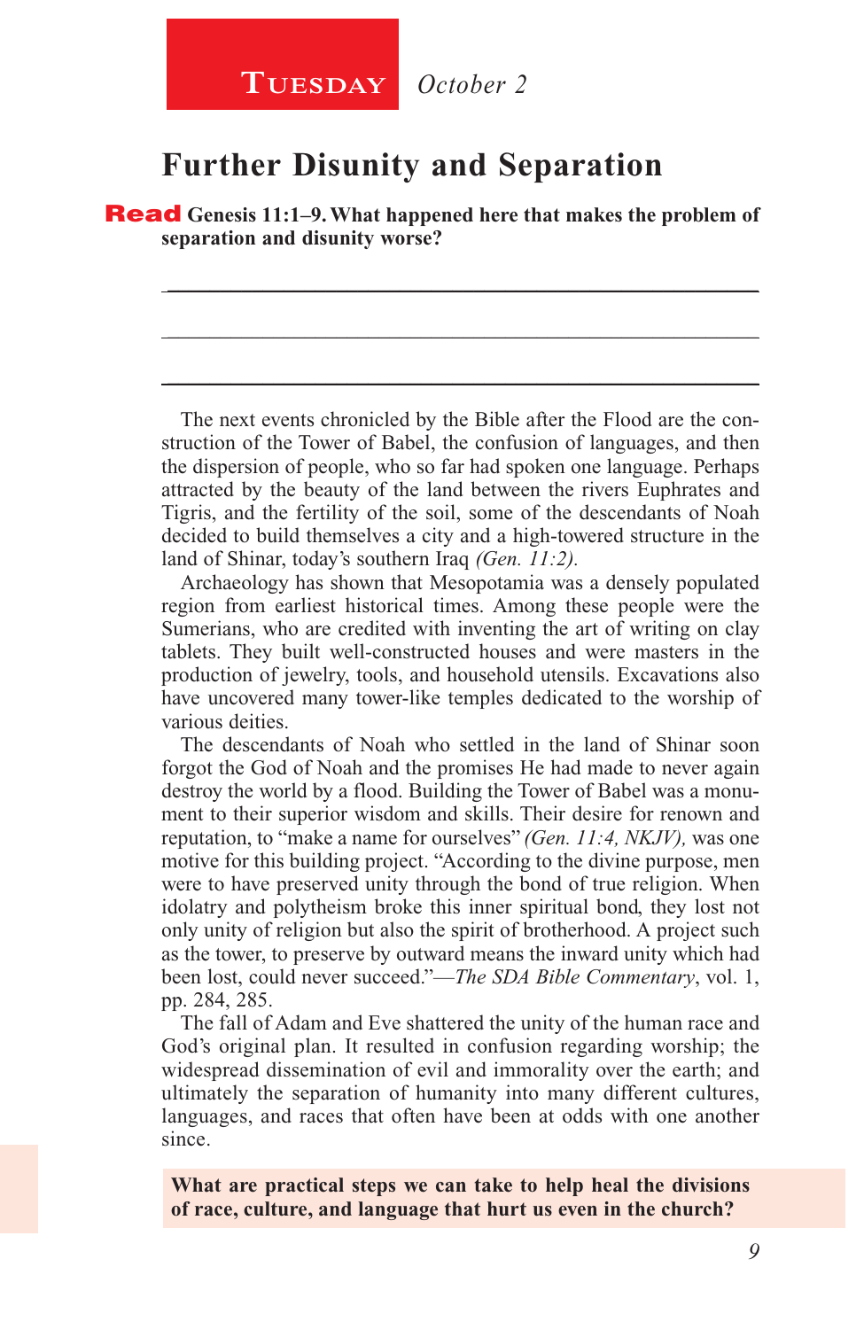**Tuesday** *October 2*

## Further Disunity and Separation

**Read Genesis 11:1–9. What happened here that makes the problem of separation and disunity worse?**

________________________________________________

________________________________________________

________________________________________________

The next events chronicled by the Bible after the Flood are the construction of the Tower of Babel, the confusion of languages, and then the dispersion of people, who so far had spoken one language. Perhaps attracted by the beauty of the land between the rivers Euphrates and Tigris, and the fertility of the soil, some of the descendants of Noah decided to build themselves a city and a high-towered structure in the land of Shinar, today's southern Iraq *(Gen. 11:2).*

Archaeology has shown that Mesopotamia was a densely populated region from earliest historical times. Among these people were the Sumerians, who are credited with inventing the art of writing on clay tablets. They built well-constructed houses and were masters in the production of jewelry, tools, and household utensils. Excavations also have uncovered many tower-like temples dedicated to the worship of various deities.

The descendants of Noah who settled in the land of Shinar soon forgot the God of Noah and the promises He had made to never again destroy the world by a flood. Building the Tower of Babel was a monument to their superior wisdom and skills. Their desire for renown and reputation, to "make a name for ourselves" *(Gen. 11:4, NKJV),* was one motive for this building project. "According to the divine purpose, men were to have preserved unity through the bond of true religion. When idolatry and polytheism broke this inner spiritual bond, they lost not only unity of religion but also the spirit of brotherhood. A project such as the tower, to preserve by outward means the inward unity which had been lost, could never succeed."—*The SDA Bible Commentary*, vol. 1, pp. 284, 285.

The fall of Adam and Eve shattered the unity of the human race and God's original plan. It resulted in confusion regarding worship; the widespread dissemination of evil and immorality over the earth; and ultimately the separation of humanity into many different cultures, languages, and races that often have been at odds with one another since.

**What are practical steps we can take to help heal the divisions of race, culture, and language that hurt us even in the church?**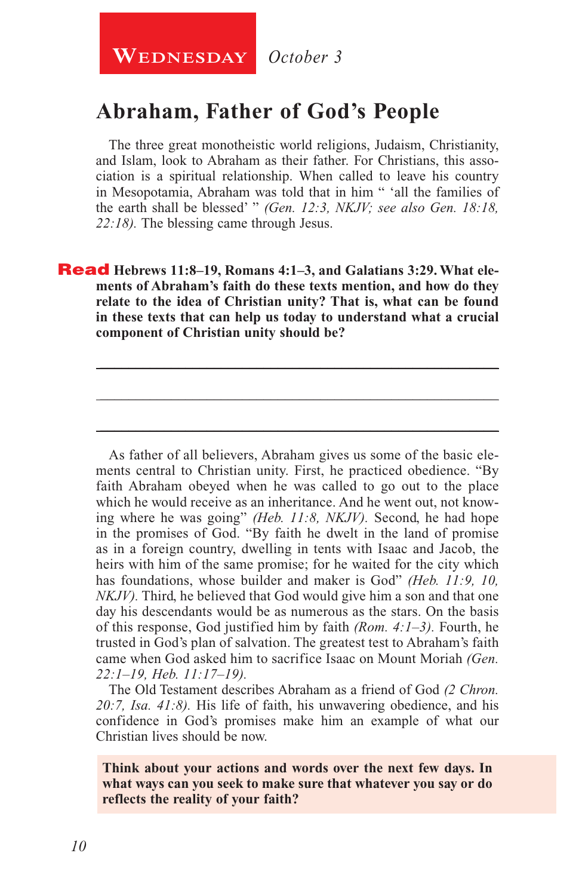**Wednesday** *October 3*

## Abraham, Father of God's People

The three great monotheistic world religions, Judaism, Christianity, and Islam, look to Abraham as their father. For Christians, this association is a spiritual relationship. When called to leave his country in Mesopotamia, Abraham was told that in him " 'all the families of the earth shall be blessed' " *(Gen. 12:3, NKJV; see also Gen. 18:18, 22:18).* The blessing came through Jesus.

**Read Hebrews 11:8–19, Romans 4:1–3, and Galatians 3:29. What elements of Abraham's faith do these texts mention, and how do they relate to the idea of Christian unity? That is, what can be found in these texts that can help us today to understand what a crucial component of Christian unity should be?**

\_\_\_\_\_\_\_\_\_\_\_\_\_\_\_\_\_\_\_\_\_\_\_\_\_\_\_\_\_\_\_\_\_\_\_\_\_\_\_\_\_\_\_\_\_\_\_\_\_\_\_\_\_\_\_\_

\_\_\_\_\_\_\_\_\_\_\_\_\_\_\_\_\_\_\_\_\_\_\_\_\_\_\_\_\_\_\_\_\_\_\_\_\_\_\_\_\_\_\_\_\_\_\_\_\_\_\_\_\_\_\_\_

\_\_\_\_\_\_\_\_\_\_\_\_\_\_\_\_\_\_\_\_\_\_\_\_\_\_\_\_\_\_\_\_\_\_\_\_\_\_\_\_\_\_\_\_\_\_\_\_\_\_\_\_\_\_\_\_

As father of all believers, Abraham gives us some of the basic elements central to Christian unity. First, he practiced obedience. "By faith Abraham obeyed when he was called to go out to the place which he would receive as an inheritance. And he went out, not knowing where he was going" *(Heb. 11:8, NKJV).* Second, he had hope in the promises of God. "By faith he dwelt in the land of promise as in a foreign country, dwelling in tents with Isaac and Jacob, the heirs with him of the same promise; for he waited for the city which has foundations, whose builder and maker is God" *(Heb. 11:9, 10, NKJV).* Third, he believed that God would give him a son and that one day his descendants would be as numerous as the stars. On the basis of this response, God justified him by faith *(Rom. 4:1–3).* Fourth, he trusted in God's plan of salvation. The greatest test to Abraham's faith came when God asked him to sacrifice Isaac on Mount Moriah *(Gen. 22:1–19, Heb. 11:17–19).*

The Old Testament describes Abraham as a friend of God *(2 Chron. 20:7, Isa. 41:8).* His life of faith, his unwavering obedience, and his confidence in God's promises make him an example of what our Christian lives should be now.

**Think about your actions and words over the next few days. In what ways can you seek to make sure that whatever you say or do reflects the reality of your faith?**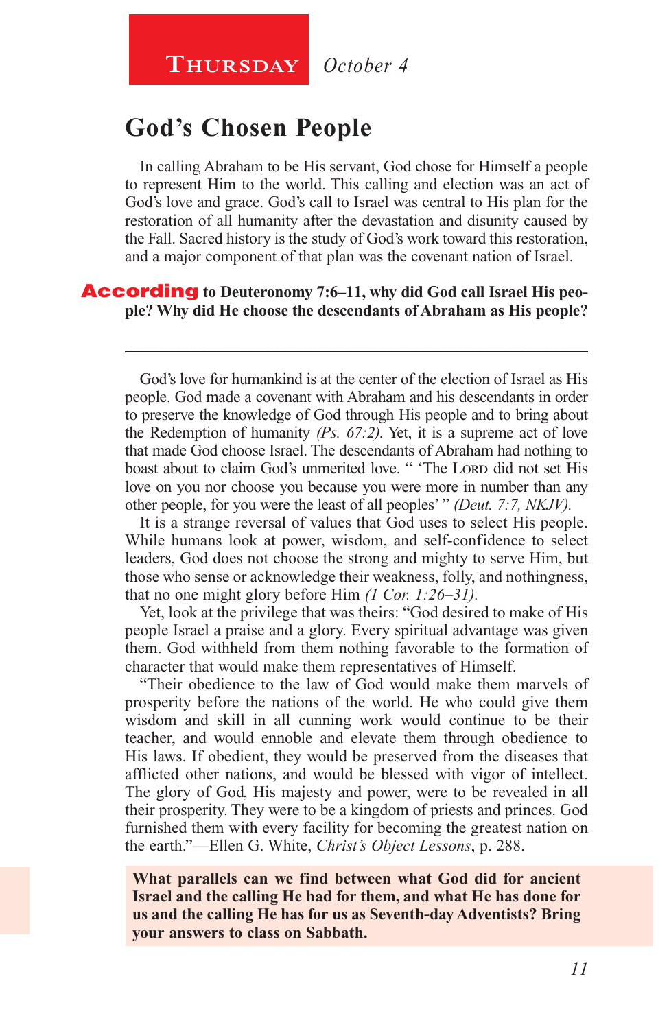**Thursday** *October 4*

## God's Chosen People

In calling Abraham to be His servant, God chose for Himself a people to represent Him to the world. This calling and election was an act of God's love and grace. God's call to Israel was central to His plan for the restoration of all humanity after the devastation and disunity caused by the Fall. Sacred history is the study of God's work toward this restoration, and a major component of that plan was the covenant nation of Israel.

**According to Deuteronomy 7:6–11, why did God call Israel His people? Why did He choose the descendants of Abraham as His people?**

_______________________________________________________________

God's love for humankind is at the center of the election of Israel as His people. God made a covenant with Abraham and his descendants in order to preserve the knowledge of God through His people and to bring about the Redemption of humanity *(Ps. 67:2).* Yet, it is a supreme act of love that made God choose Israel. The descendants of Abraham had nothing to boast about to claim God's unmerited love. " 'The Lord did not set His love on you nor choose you because you were more in number than any other people, for you were the least of all peoples' " *(Deut. 7:7, NKJV).*

It is a strange reversal of values that God uses to select His people. While humans look at power, wisdom, and self-confidence to select leaders, God does not choose the strong and mighty to serve Him, but those who sense or acknowledge their weakness, folly, and nothingness, that no one might glory before Him *(1 Cor. 1:26–31).*

Yet, look at the privilege that was theirs: "God desired to make of His people Israel a praise and a glory. Every spiritual advantage was given them. God withheld from them nothing favorable to the formation of character that would make them representatives of Himself.

"Their obedience to the law of God would make them marvels of prosperity before the nations of the world. He who could give them wisdom and skill in all cunning work would continue to be their teacher, and would ennoble and elevate them through obedience to His laws. If obedient, they would be preserved from the diseases that afflicted other nations, and would be blessed with vigor of intellect. The glory of God, His majesty and power, were to be revealed in all their prosperity. They were to be a kingdom of priests and princes. God furnished them with every facility for becoming the greatest nation on the earth."—Ellen G. White, *Christ's Object Lessons*, p. 288.

**What parallels can we find between what God did for ancient Israel and the calling He had for them, and what He has done for us and the calling He has for us as Seventh-day Adventists? Bring your answers to class on Sabbath.**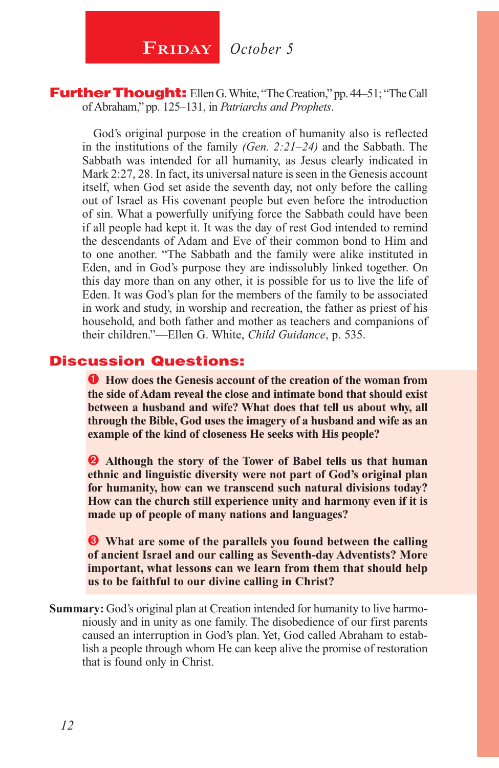## FRIDAY *October 5*

**Further Thought:** Ellen G. White, "The Creation," pp. 44–51; "The Call of Abraham," pp. 125–131, in *Patriarchs and Prophets*.

God's original purpose in the creation of humanity also is reflected in the institutions of the family *(Gen. 2:21–24)* and the Sabbath. The Sabbath was intended for all humanity, as Jesus clearly indicated in Mark 2:27, 28. In fact, its universal nature is seen in the Genesis account itself, when God set aside the seventh day, not only before the calling out of Israel as His covenant people but even before the introduction of sin. What a powerfully unifying force the Sabbath could have been if all people had kept it. It was the day of rest God intended to remind the descendants of Adam and Eve of their common bond to Him and to one another. "The Sabbath and the family were alike instituted in Eden, and in God's purpose they are indissolubly linked together. On this day more than on any other, it is possible for us to live the life of Eden. It was God's plan for the members of the family to be associated in work and study, in worship and recreation, the father as priest of his household, and both father and mother as teachers and companions of their children."—Ellen G. White, *Child Guidance*, p. 535.

## Discussion Questions:

1. **How does the Genesis account of the creation of the woman from the side of Adam reveal the close and intimate bond that should exist between a husband and wife? What does that tell us about why, all through the Bible, God uses the imagery of a husband and wife as an example of the kind of closeness He seeks with His people?**

2. **Although the story of the Tower of Babel tells us that human ethnic and linguistic diversity were not part of God's original plan for humanity, how can we transcend such natural divisions today? How can the church still experience unity and harmony even if it is made up of people of many nations and languages?**

3. **What are some of the parallels you found between the calling of ancient Israel and our calling as Seventh-day Adventists? More important, what lessons can we learn from them that should help us to be faithful to our divine calling in Christ?**

**Summary:** God's original plan at Creation intended for humanity to live harmoniously and in unity as one family. The disobedience of our first parents caused an interruption in God's plan. Yet, God called Abraham to establish a people through whom He can keep alive the promise of restoration that is found only in Christ.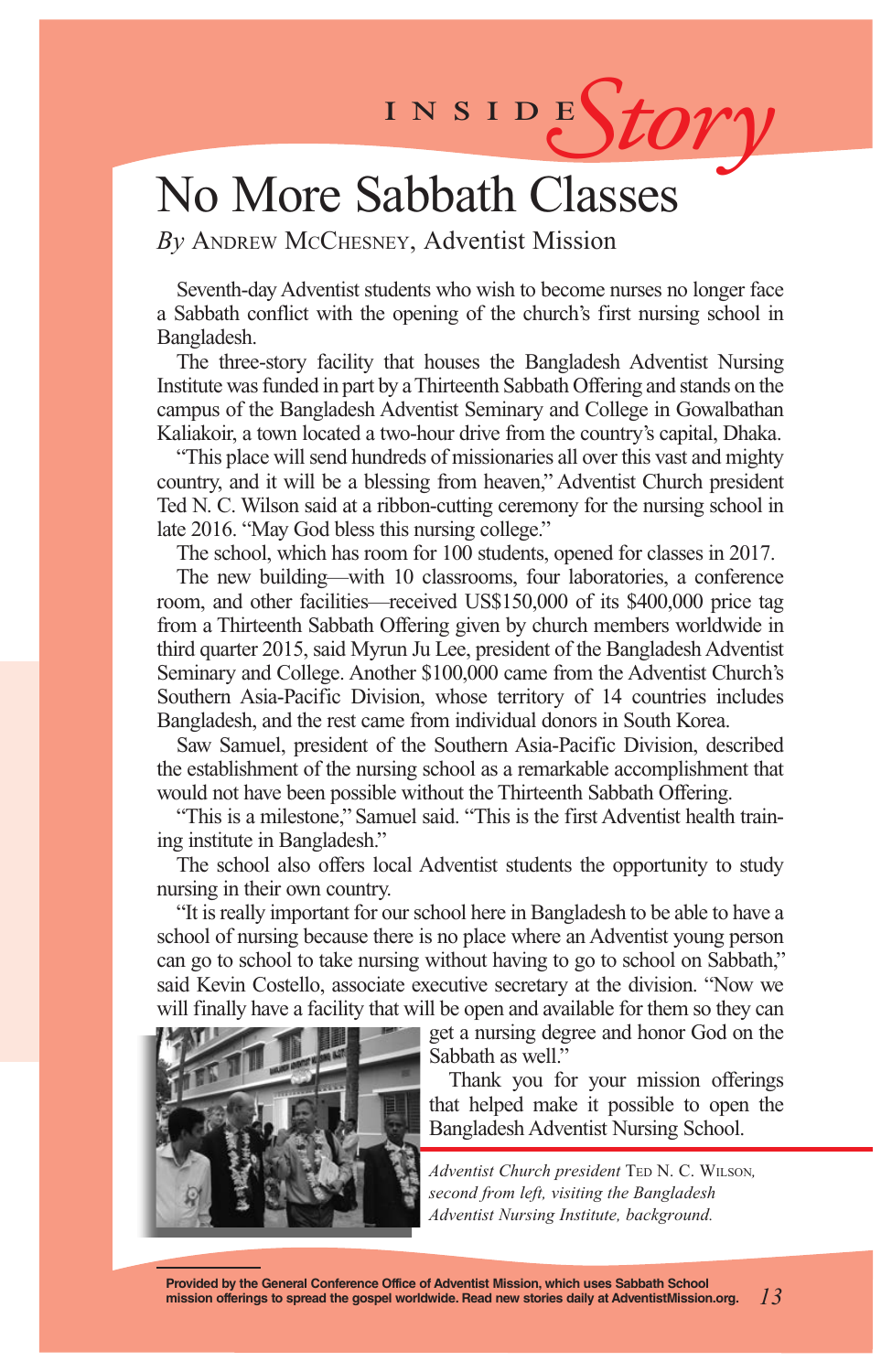INSIDE *Story*

# No More Sabbath Classes

*By* Andrew McChesney, Adventist Mission

Seventh-day Adventist students who wish to become nurses no longer face a Sabbath conflict with the opening of the church's first nursing school in Bangladesh.

The three-story facility that houses the Bangladesh Adventist Nursing Institute was funded in part by a Thirteenth Sabbath Offering and stands on the campus of the Bangladesh Adventist Seminary and College in Gowalbathan Kaliakoir, a town located a two-hour drive from the country's capital, Dhaka.

"This place will send hundreds of missionaries all over this vast and mighty country, and it will be a blessing from heaven," Adventist Church president Ted N. C. Wilson said at a ribbon-cutting ceremony for the nursing school in late 2016. "May God bless this nursing college."

The school, which has room for 100 students, opened for classes in 2017.

The new building—with 10 classrooms, four laboratories, a conference room, and other facilities—received US$150,000 of its $400,000 price tag from a Thirteenth Sabbath Offering given by church members worldwide in third quarter 2015, said Myrun Ju Lee, president of the Bangladesh Adventist Seminary and College. Another $100,000 came from the Adventist Church's Southern Asia-Pacific Division, whose territory of 14 countries includes Bangladesh, and the rest came from individual donors in South Korea.

Saw Samuel, president of the Southern Asia-Pacific Division, described the establishment of the nursing school as a remarkable accomplishment that would not have been possible without the Thirteenth Sabbath Offering.

"This is a milestone," Samuel said. "This is the first Adventist health training institute in Bangladesh."

The school also offers local Adventist students the opportunity to study nursing in their own country.

"It is really important for our school here in Bangladesh to be able to have a school of nursing because there is no place where an Adventist young person can go to school to take nursing without having to go to school on Sabbath," said Kevin Costello, associate executive secretary at the division. "Now we will finally have a facility that will be open and available for them so they can get a nursing degree and honor God on the Sabbath as well."

Thank you for your mission offerings that helped make it possible to open the Bangladesh Adventist Nursing School.

*Adventist Church president* Ted N. C. Wilson, *second from left, visiting the Bangladesh Adventist Nursing Institute, background.*

**Provided by the General Conference Office of Adventist Mission, which uses Sabbath School mission offerings to spread the gospel worldwide. Read new stories daily at AdventistMission.org.**